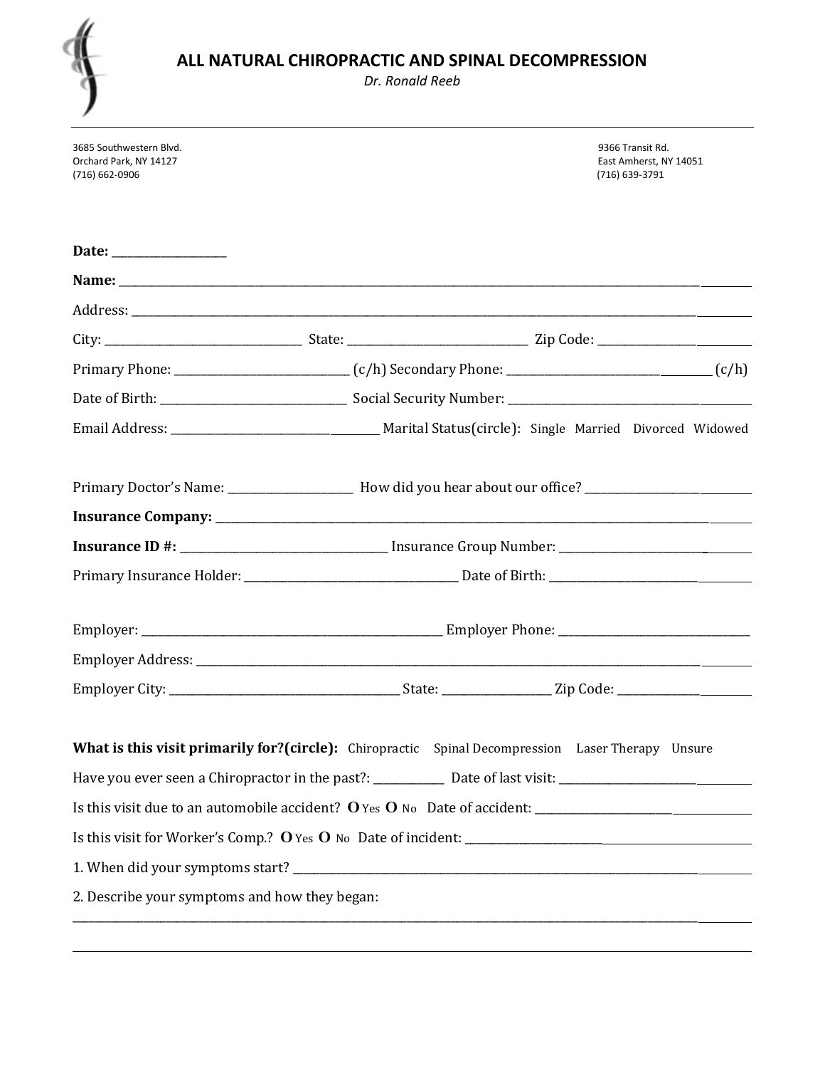# ALL NATURAL CHIROPRACTIC AND SPINAL DECOMPRESSION

*Dr. Ronald Reeb*

3685 Southwestern Blvd.
Orchard Park, NY 14127
(716) 662-0906

9366 Transit Rd.
East Amherst, NY 14051
(716) 639-3791

**Date:** ___________________

**Name:** ______________________________________________________________________________________________

Address: ______________________________________________________________________________________________

City: ________________________________ State: ______________________________ Zip Code: _________________

Primary Phone: ____________________________ (c/h) Secondary Phone: ___________________________________ (c/h)

Date of Birth: ______________________________ Social Security Number: _________________________________

Email Address: ____________________________________ Marital Status(circle): Single Married Divorced Widowed

Primary Doctor's Name: _____________________ How did you hear about our office? ____________________________

**Insurance Company:** ______________________________________________________________________________

**Insurance ID #:** ____________________________________ Insurance Group Number: _________________________

Primary Insurance Holder: ____________________________________ Date of Birth: ____________________________

Employer: _____________________________________________________ Employer Phone: _________________________________

Employer Address: ______________________________________________________________________________________

Employer City: ________________________________________ State: __________________ Zip Code: _______________________

**What is this visit primarily for?(circle):** Chiropractic Spinal Decompression Laser Therapy Unsure

Have you ever seen a Chiropractor in the past?: ____________ Date of last visit: _________________________________

Is this visit due to an automobile accident? **O** Yes **O** No Date of accident: _____________________________________

Is this visit for Worker's Comp.? **O** Yes **O** No Date of incident: ____________________________________________

1. When did your symptoms start? ______________________________________________________________________

2. Describe your symptoms and how they began:

___________________________________________________________________________________________________

___________________________________________________________________________________________________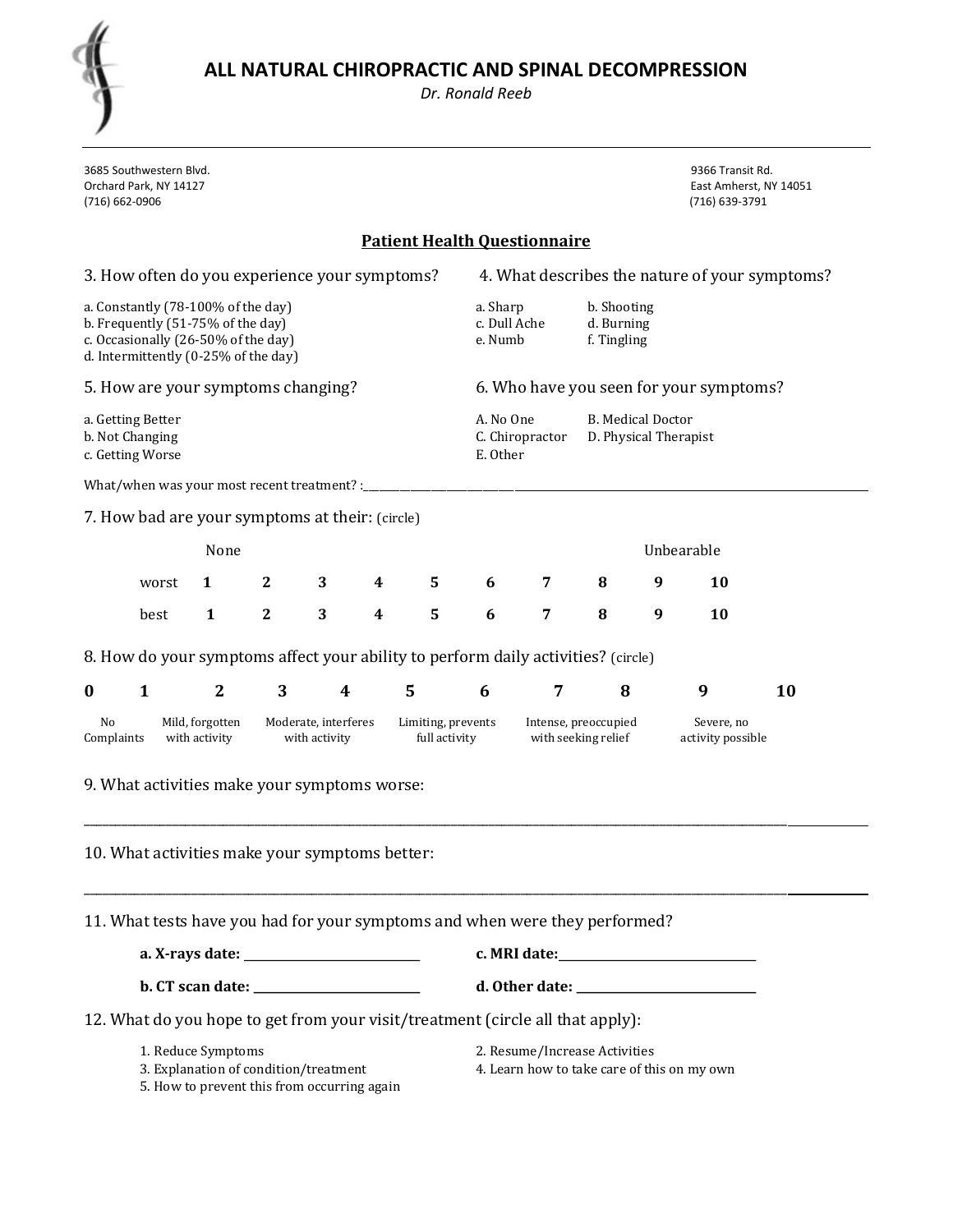# ALL NATURAL CHIROPRACTIC AND SPINAL DECOMPRESSION

*Dr. Ronald Reeb*

3685 Southwestern Blvd.
Orchard Park, NY 14127
(716) 662-0906

9366 Transit Rd.
East Amherst, NY 14051
(716) 639-3791

## Patient Health Questionnaire

3. How often do you experience your symptoms?

a. Constantly (78-100% of the day)
b. Frequently (51-75% of the day)
c. Occasionally (26-50% of the day)
d. Intermittently (0-25% of the day)

4. What describes the nature of your symptoms?

a. Sharp b. Shooting
c. Dull Ache d. Burning
e. Numb f. Tingling

5. How are your symptoms changing?

a. Getting Better
b. Not Changing
c. Getting Worse

6. Who have you seen for your symptoms?

A. No One B. Medical Doctor
C. Chiropractor D. Physical Therapist
E. Other

What/when was your most recent treatment? :______________________________________________

7. How bad are your symptoms at their: (circle)

| | None | | | | | | | | | Unbearable |
|---|---|---|---|---|---|---|---|---|---|---|
| worst | 1 | 2 | 3 | 4 | 5 | 6 | 7 | 8 | 9 | 10 |
| best | 1 | 2 | 3 | 4 | 5 | 6 | 7 | 8 | 9 | 10 |

8. How do your symptoms affect your ability to perform daily activities? (circle)

| 0 | 1 | 2 | 3 | 4 | 5 | 6 | 7 | 8 | 9 | 10 |
|---|---|---|---|---|---|---|---|---|---|---|
| No Complaints | Mild, forgotten with activity | | Moderate, interferes with activity | | Limiting, prevents full activity | | Intense, preoccupied with seeking relief | | Severe, no activity possible | |

9. What activities make your symptoms worse:

______________________________________________________________________________

10. What activities make your symptoms better:

______________________________________________________________________________

11. What tests have you had for your symptoms and when were they performed?

**a. X-rays date:** ____________________ **c. MRI date:**____________________

**b. CT scan date:** ____________________ **d. Other date:** ____________________

12. What do you hope to get from your visit/treatment (circle all that apply):

1. Reduce Symptoms
2. Resume/Increase Activities
3. Explanation of condition/treatment
4. Learn how to take care of this on my own
5. How to prevent this from occurring again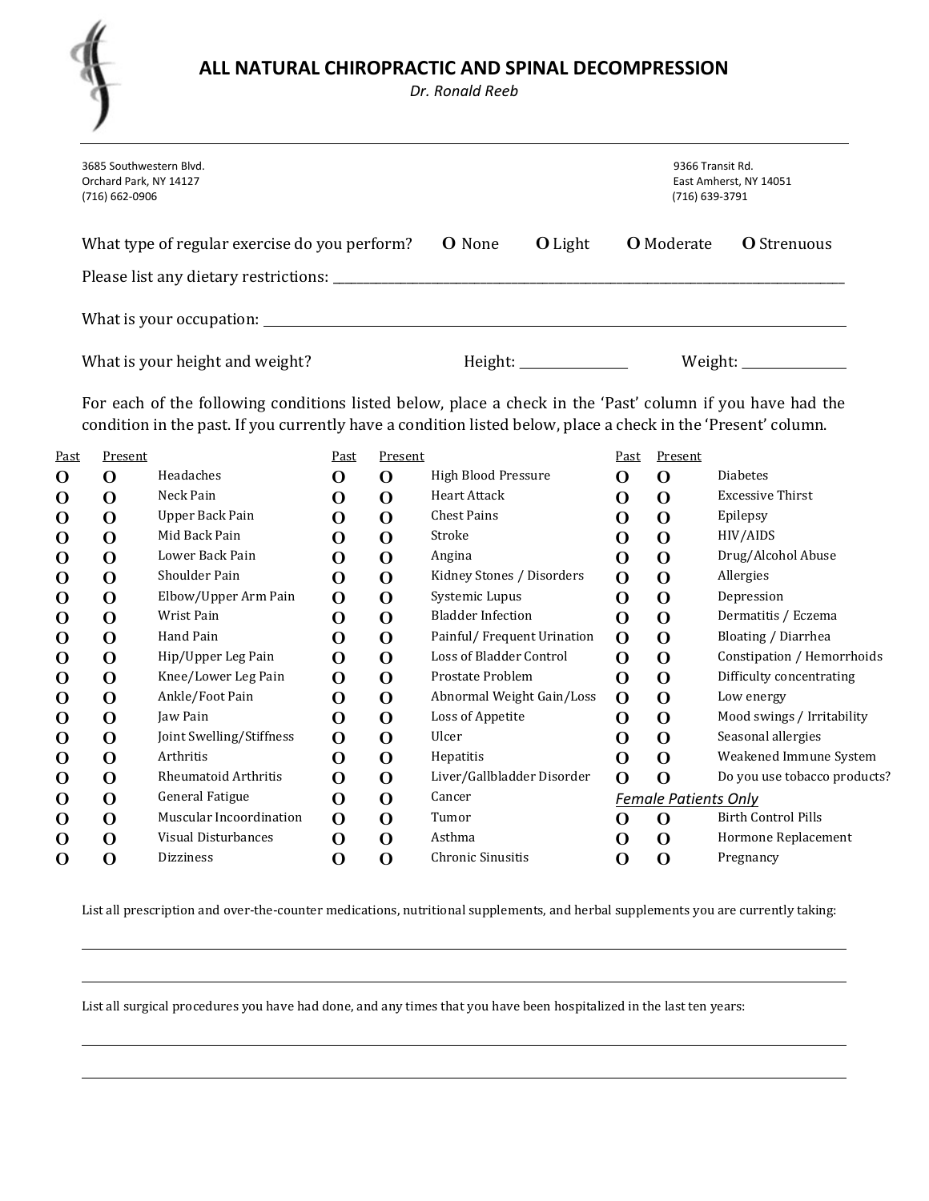# ALL NATURAL CHIROPRACTIC AND SPINAL DECOMPRESSION

*Dr. Ronald Reeb*

3685 Southwestern Blvd.
Orchard Park, NY 14127
(716) 662-0906

9366 Transit Rd.
East Amherst, NY 14051
(716) 639-3791

What type of regular exercise do you perform? **O** None **O** Light **O** Moderate **O** Strenuous

Please list any dietary restrictions: ____________________________________________

What is your occupation: ____________________________________________

What is your height and weight? Height: ______________ Weight: ______________

For each of the following conditions listed below, place a check in the 'Past' column if you have had the condition in the past. If you currently have a condition listed below, place a check in the 'Present' column.

| Past | Present | | Past | Present | | Past | Present | |
|---|---|---|---|---|---|---|---|---|
| O | O | Headaches | O | O | High Blood Pressure | O | O | Diabetes |
| O | O | Neck Pain | O | O | Heart Attack | O | O | Excessive Thirst |
| O | O | Upper Back Pain | O | O | Chest Pains | O | O | Epilepsy |
| O | O | Mid Back Pain | O | O | Stroke | O | O | HIV/AIDS |
| O | O | Lower Back Pain | O | O | Angina | O | O | Drug/Alcohol Abuse |
| O | O | Shoulder Pain | O | O | Kidney Stones / Disorders | O | O | Allergies |
| O | O | Elbow/Upper Arm Pain | O | O | Systemic Lupus | O | O | Depression |
| O | O | Wrist Pain | O | O | Bladder Infection | O | O | Dermatitis / Eczema |
| O | O | Hand Pain | O | O | Painful/ Frequent Urination | O | O | Bloating / Diarrhea |
| O | O | Hip/Upper Leg Pain | O | O | Loss of Bladder Control | O | O | Constipation / Hemorrhoids |
| O | O | Knee/Lower Leg Pain | O | O | Prostate Problem | O | O | Difficulty concentrating |
| O | O | Ankle/Foot Pain | O | O | Abnormal Weight Gain/Loss | O | O | Low energy |
| O | O | Jaw Pain | O | O | Loss of Appetite | O | O | Mood swings / Irritability |
| O | O | Joint Swelling/Stiffness | O | O | Ulcer | O | O | Seasonal allergies |
| O | O | Arthritis | O | O | Hepatitis | O | O | Weakened Immune System |
| O | O | Rheumatoid Arthritis | O | O | Liver/Gallbladder Disorder | O | O | Do you use tobacco products? |
| O | O | General Fatigue | O | O | Cancer | | | *Female Patients Only* |
| O | O | Muscular Incoordination | O | O | Tumor | O | O | Birth Control Pills |
| O | O | Visual Disturbances | O | O | Asthma | O | O | Hormone Replacement |
| O | O | Dizziness | O | O | Chronic Sinusitis | O | O | Pregnancy |

List all prescription and over-the-counter medications, nutritional supplements, and herbal supplements you are currently taking:

____________________________________________

____________________________________________

List all surgical procedures you have had done, and any times that you have been hospitalized in the last ten years:

____________________________________________

____________________________________________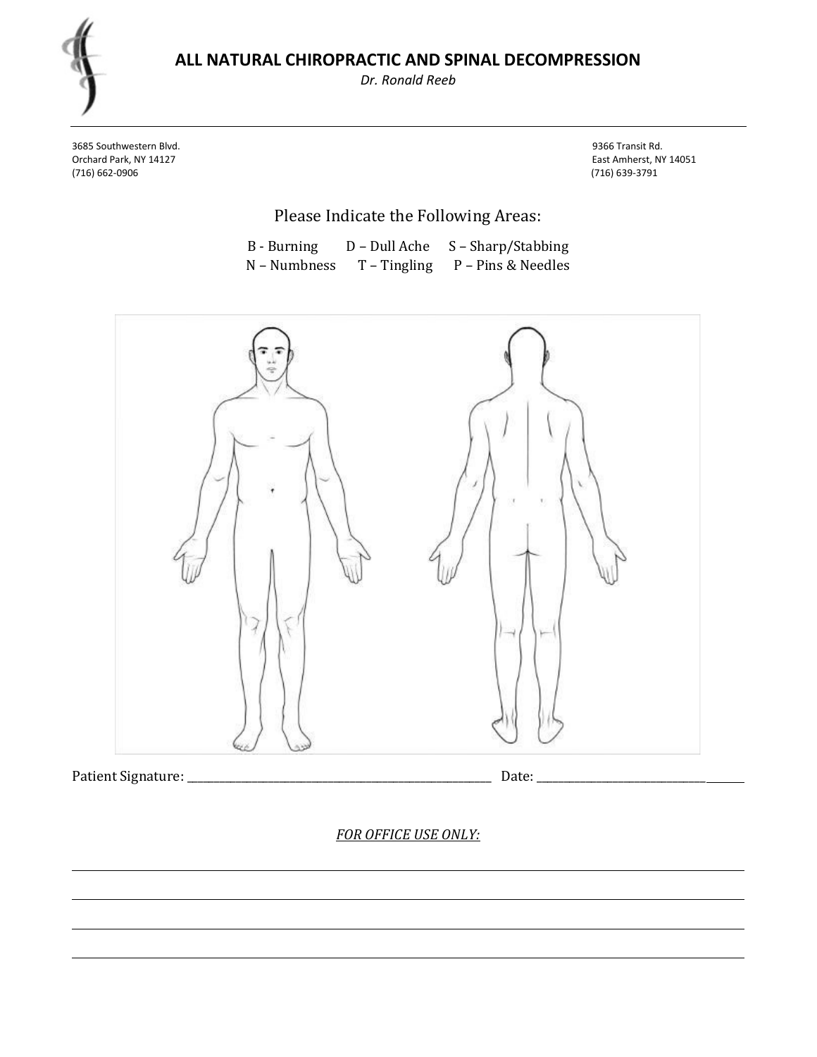# ALL NATURAL CHIROPRACTIC AND SPINAL DECOMPRESSION

*Dr. Ronald Reeb*

3685 Southwestern Blvd.
Orchard Park, NY 14127
(716) 662-0906

9366 Transit Rd.
East Amherst, NY 14051
(716) 639-3791

Please Indicate the Following Areas:

B - Burning D – Dull Ache S – Sharp/Stabbing
N – Numbness T – Tingling P – Pins & Needles

Patient Signature: ______________________________ Date: ______________________

*FOR OFFICE USE ONLY:*

______________________________________________________________________

______________________________________________________________________

______________________________________________________________________

______________________________________________________________________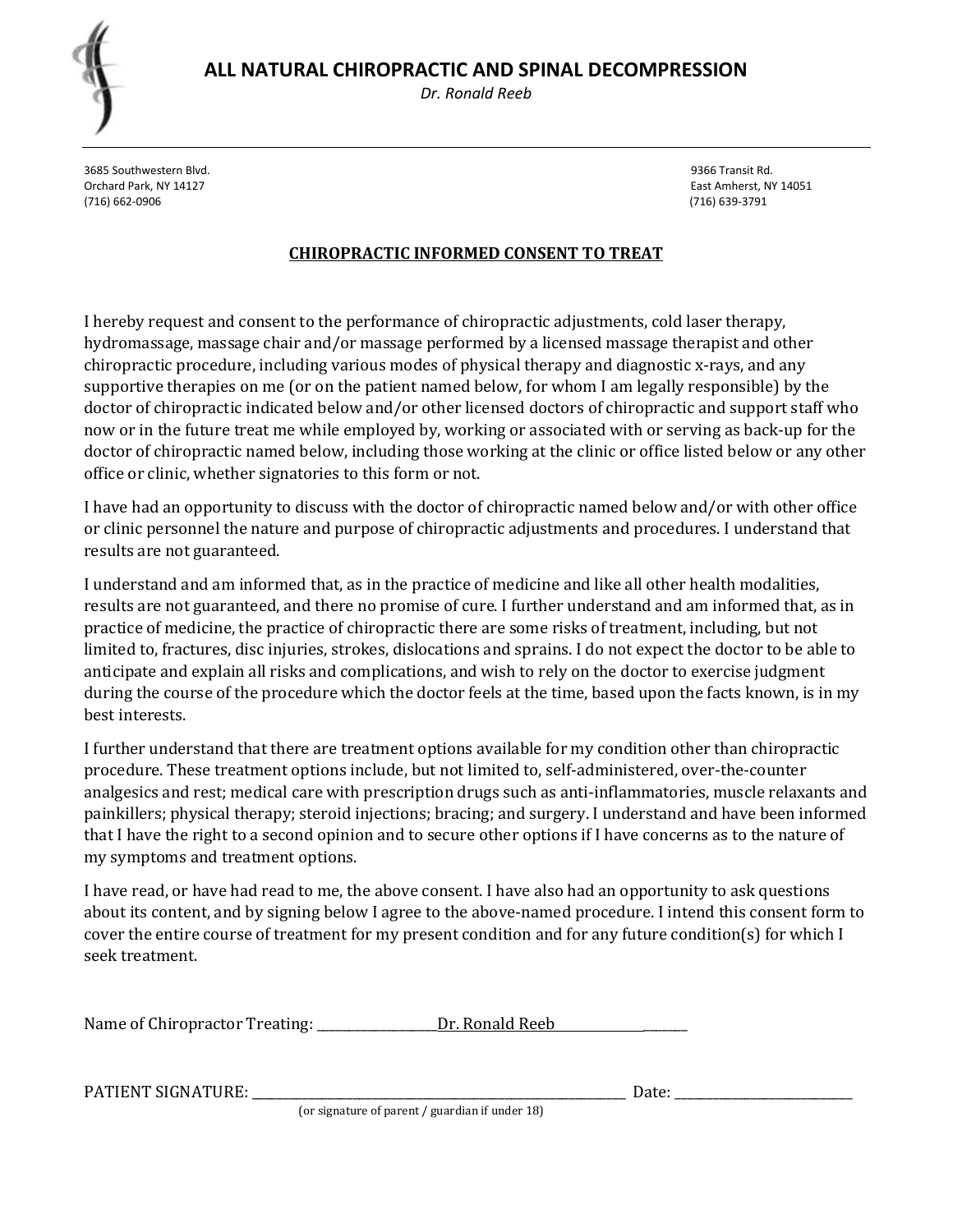# ALL NATURAL CHIROPRACTIC AND SPINAL DECOMPRESSION

*Dr. Ronald Reeb*

3685 Southwestern Blvd.
Orchard Park, NY 14127
(716) 662-0906

9366 Transit Rd.
East Amherst, NY 14051
(716) 639-3791

## CHIROPRACTIC INFORMED CONSENT TO TREAT

I hereby request and consent to the performance of chiropractic adjustments, cold laser therapy, hydromassage, massage chair and/or massage performed by a licensed massage therapist and other chiropractic procedure, including various modes of physical therapy and diagnostic x-rays, and any supportive therapies on me (or on the patient named below, for whom I am legally responsible) by the doctor of chiropractic indicated below and/or other licensed doctors of chiropractic and support staff who now or in the future treat me while employed by, working or associated with or serving as back-up for the doctor of chiropractic named below, including those working at the clinic or office listed below or any other office or clinic, whether signatories to this form or not.

I have had an opportunity to discuss with the doctor of chiropractic named below and/or with other office or clinic personnel the nature and purpose of chiropractic adjustments and procedures. I understand that results are not guaranteed.

I understand and am informed that, as in the practice of medicine and like all other health modalities, results are not guaranteed, and there no promise of cure. I further understand and am informed that, as in practice of medicine, the practice of chiropractic there are some risks of treatment, including, but not limited to, fractures, disc injuries, strokes, dislocations and sprains. I do not expect the doctor to be able to anticipate and explain all risks and complications, and wish to rely on the doctor to exercise judgment during the course of the procedure which the doctor feels at the time, based upon the facts known, is in my best interests.

I further understand that there are treatment options available for my condition other than chiropractic procedure. These treatment options include, but not limited to, self-administered, over-the-counter analgesics and rest; medical care with prescription drugs such as anti-inflammatories, muscle relaxants and painkillers; physical therapy; steroid injections; bracing; and surgery. I understand and have been informed that I have the right to a second opinion and to secure other options if I have concerns as to the nature of my symptoms and treatment options.

I have read, or have had read to me, the above consent. I have also had an opportunity to ask questions about its content, and by signing below I agree to the above-named procedure. I intend this consent form to cover the entire course of treatment for my present condition and for any future condition(s) for which I seek treatment.

Name of Chiropractor Treating: __________________Dr. Ronald Reeb_____________________

PATIENT SIGNATURE: ______________________________________________________ Date: __________________________

(or signature of parent / guardian if under 18)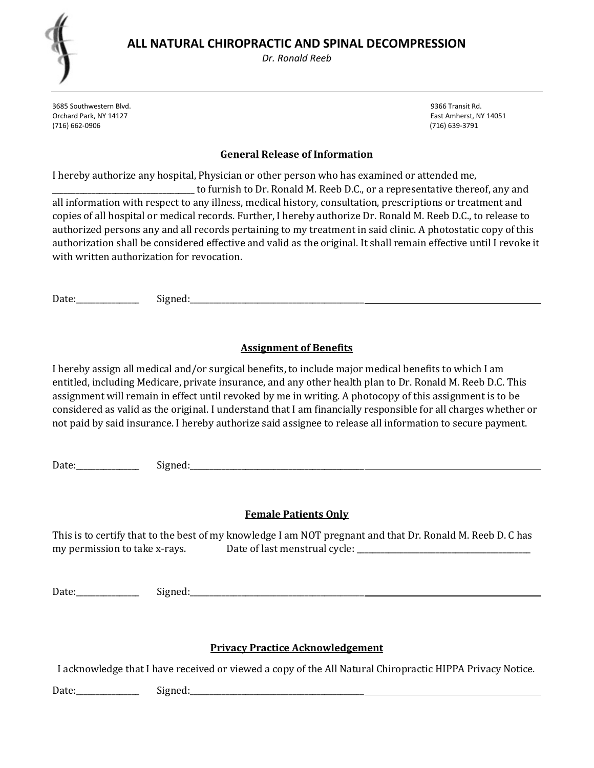# ALL NATURAL CHIROPRACTIC AND SPINAL DECOMPRESSION

*Dr. Ronald Reeb*

3685 Southwestern Blvd.
Orchard Park, NY 14127
(716) 662-0906

9366 Transit Rd.
East Amherst, NY 14051
(716) 639-3791

## General Release of Information

I hereby authorize any hospital, Physician or other person who has examined or attended me, ______________________________ to furnish to Dr. Ronald M. Reeb D.C., or a representative thereof, any and all information with respect to any illness, medical history, consultation, prescriptions or treatment and copies of all hospital or medical records. Further, I hereby authorize Dr. Ronald M. Reeb D.C., to release to authorized persons any and all records pertaining to my treatment in said clinic. A photostatic copy of this authorization shall be considered effective and valid as the original. It shall remain effective until I revoke it with written authorization for revocation.

Date:______________ Signed:______________________________________________________________________

## Assignment of Benefits

I hereby assign all medical and/or surgical benefits, to include major medical benefits to which I am entitled, including Medicare, private insurance, and any other health plan to Dr. Ronald M. Reeb D.C. This assignment will remain in effect until revoked by me in writing. A photocopy of this assignment is to be considered as valid as the original. I understand that I am financially responsible for all charges whether or not paid by said insurance. I hereby authorize said assignee to release all information to secure payment.

Date:______________ Signed:______________________________________________________________________

## Female Patients Only

This is to certify that to the best of my knowledge I am NOT pregnant and that Dr. Ronald M. Reeb D. C has my permission to take x-rays. Date of last menstrual cycle: ________________________________________

Date:______________ Signed:______________________________________________________________________

## Privacy Practice Acknowledgement

I acknowledge that I have received or viewed a copy of the All Natural Chiropractic HIPPA Privacy Notice.

Date:______________ Signed:______________________________________________________________________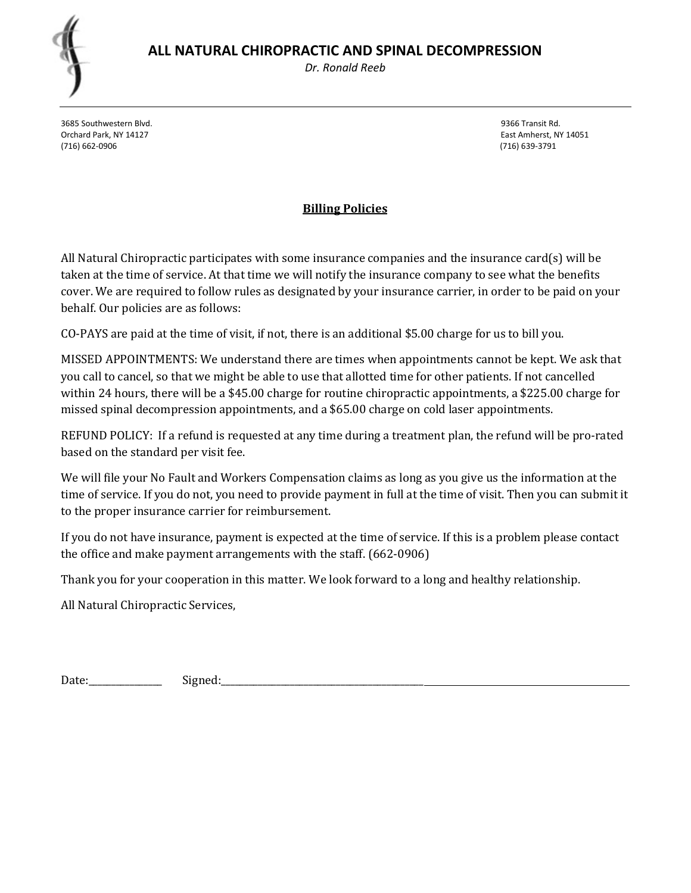# ALL NATURAL CHIROPRACTIC AND SPINAL DECOMPRESSION

*Dr. Ronald Reeb*

3685 Southwestern Blvd.
Orchard Park, NY 14127
(716) 662-0906

9366 Transit Rd.
East Amherst, NY 14051
(716) 639-3791

## Billing Policies

All Natural Chiropractic participates with some insurance companies and the insurance card(s) will be taken at the time of service. At that time we will notify the insurance company to see what the benefits cover. We are required to follow rules as designated by your insurance carrier, in order to be paid on your behalf. Our policies are as follows:

CO-PAYS are paid at the time of visit, if not, there is an additional $5.00 charge for us to bill you.

MISSED APPOINTMENTS: We understand there are times when appointments cannot be kept. We ask that you call to cancel, so that we might be able to use that allotted time for other patients. If not cancelled within 24 hours, there will be a $45.00 charge for routine chiropractic appointments, a $225.00 charge for missed spinal decompression appointments, and a $65.00 charge on cold laser appointments.

REFUND POLICY: If a refund is requested at any time during a treatment plan, the refund will be pro-rated based on the standard per visit fee.

We will file your No Fault and Workers Compensation claims as long as you give us the information at the time of service. If you do not, you need to provide payment in full at the time of visit. Then you can submit it to the proper insurance carrier for reimbursement.

If you do not have insurance, payment is expected at the time of service. If this is a problem please contact the office and make payment arrangements with the staff. (662-0906)

Thank you for your cooperation in this matter. We look forward to a long and healthy relationship.

All Natural Chiropractic Services,

Date:_______________ Signed:________________________________________________________________________________________